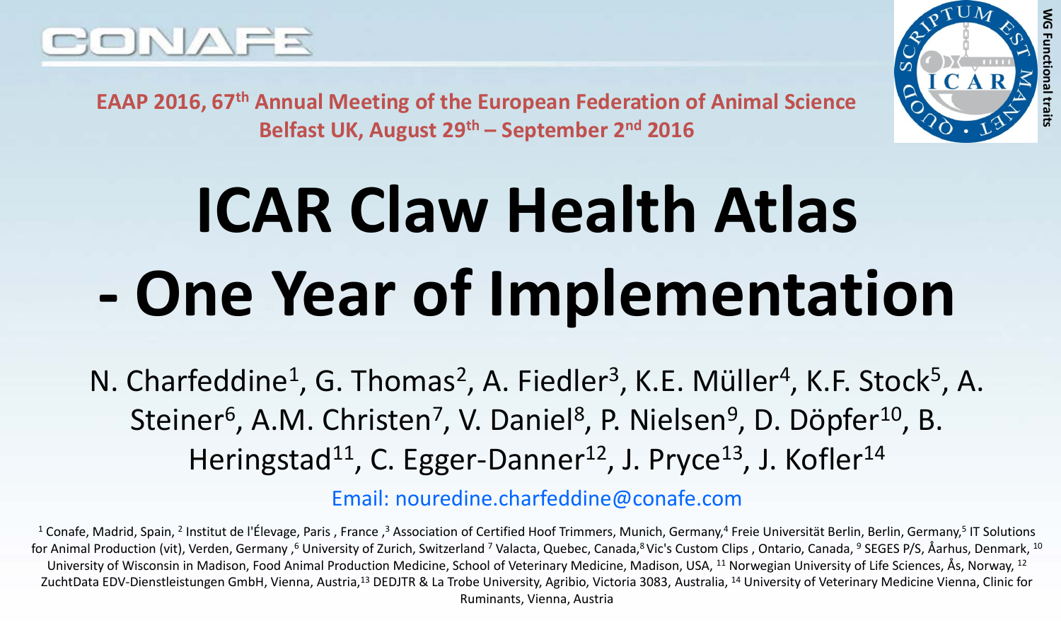CONAFE

EAAP 2016, 67th Annual Meeting of the European Federation of Animal Science
Belfast UK, August 29th – September 2nd 2016

WG Functional traits

# ICAR Claw Health Atlas - One Year of Implementation

N. Charfeddine[1], G. Thomas[2], A. Fiedler[3], K.E. Müller[4], K.F. Stock[5], A. Steiner[6], A.M. Christen[7], V. Daniel[8], P. Nielsen[9], D. Döpfer[10], B. Heringstad[11], C. Egger-Danner[12], J. Pryce[13], J. Kofler[14]

Email: nouredine.charfeddine@conafe.com

[1] Conafe, Madrid, Spain, [2] Institut de l'Élevage, Paris , France ,[3] Association of Certified Hoof Trimmers, Munich, Germany,[4] Freie Universität Berlin, Berlin, Germany,[5] IT Solutions for Animal Production (vit), Verden, Germany ,[6] University of Zurich, Switzerland [7] Valacta, Quebec, Canada,[8] Vic's Custom Clips , Ontario, Canada, [9] SEGES P/S, Åarhus, Denmark, [10] University of Wisconsin in Madison, Food Animal Production Medicine, School of Veterinary Medicine, Madison, USA, [11] Norwegian University of Life Sciences, Ås, Norway, [12] ZuchtData EDV-Dienstleistungen GmbH, Vienna, Austria,[13] DEDJTR & La Trobe University, Agribio, Victoria 3083, Australia, [14] University of Veterinary Medicine Vienna, Clinic for Ruminants, Vienna, Austria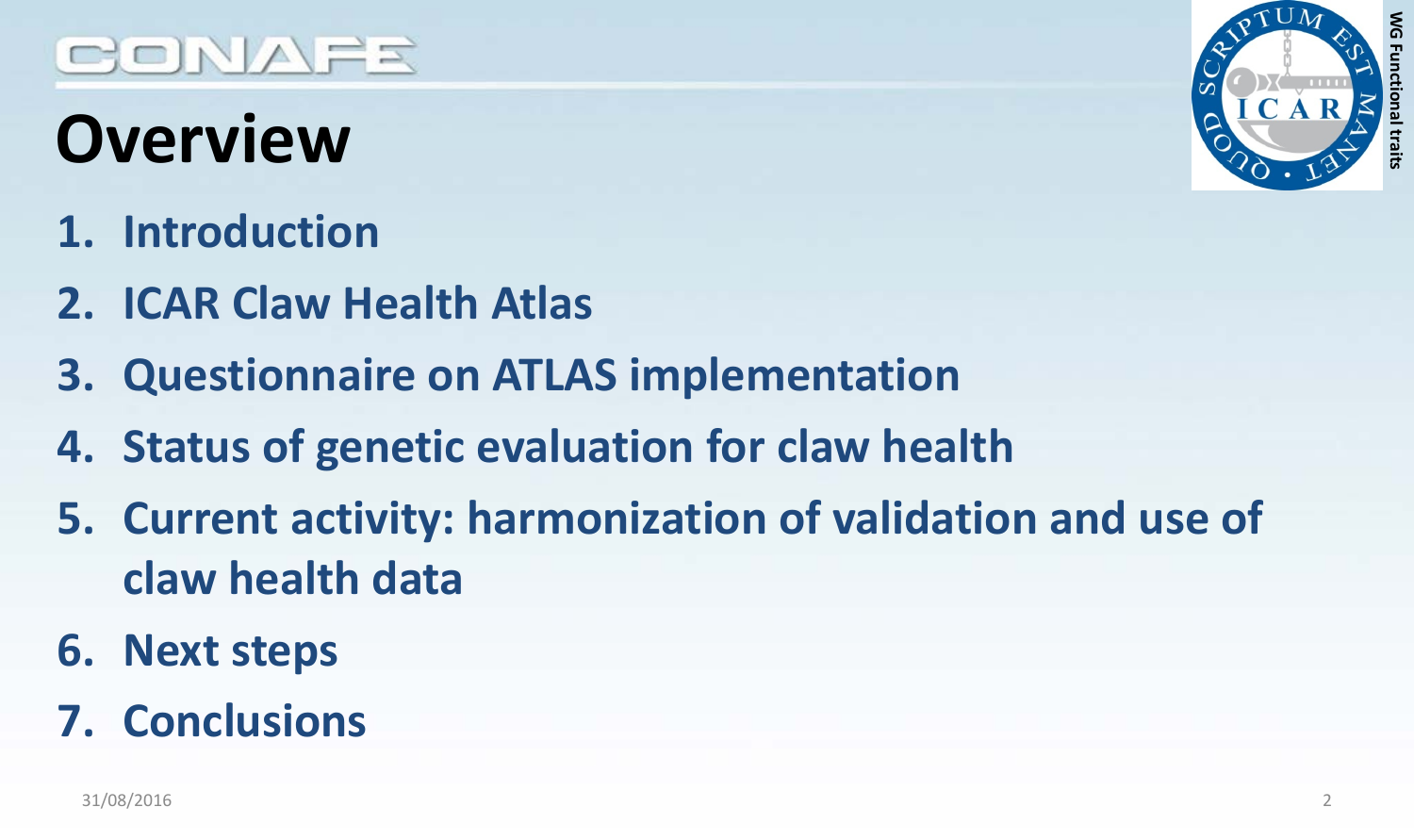# Overview

1. **Introduction**
2. **ICAR Claw Health Atlas**
3. **Questionnaire on ATLAS implementation**
4. **Status of genetic evaluation for claw health**
5. **Current activity: harmonization of validation and use of claw health data**
6. **Next steps**
7. **Conclusions**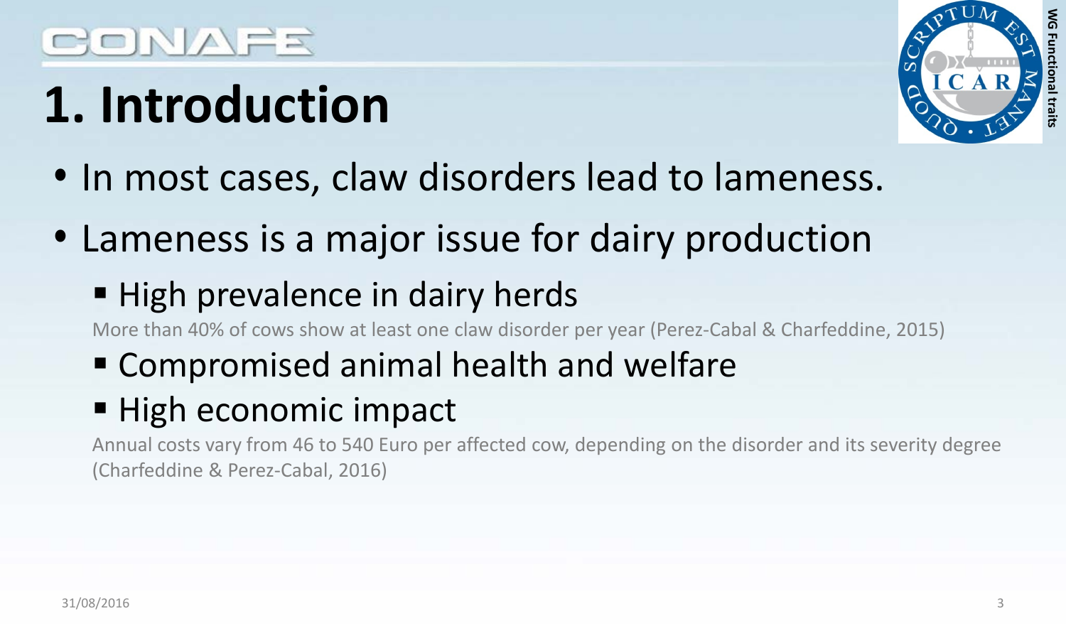# 1. Introduction

- In most cases, claw disorders lead to lameness.
- Lameness is a major issue for dairy production
  - High prevalence in dairy herds

    More than 40% of cows show at least one claw disorder per year (Perez-Cabal & Charfeddine, 2015)
  - Compromised animal health and welfare
  - High economic impact

    Annual costs vary from 46 to 540 Euro per affected cow, depending on the disorder and its severity degree (Charfeddine & Perez-Cabal, 2016)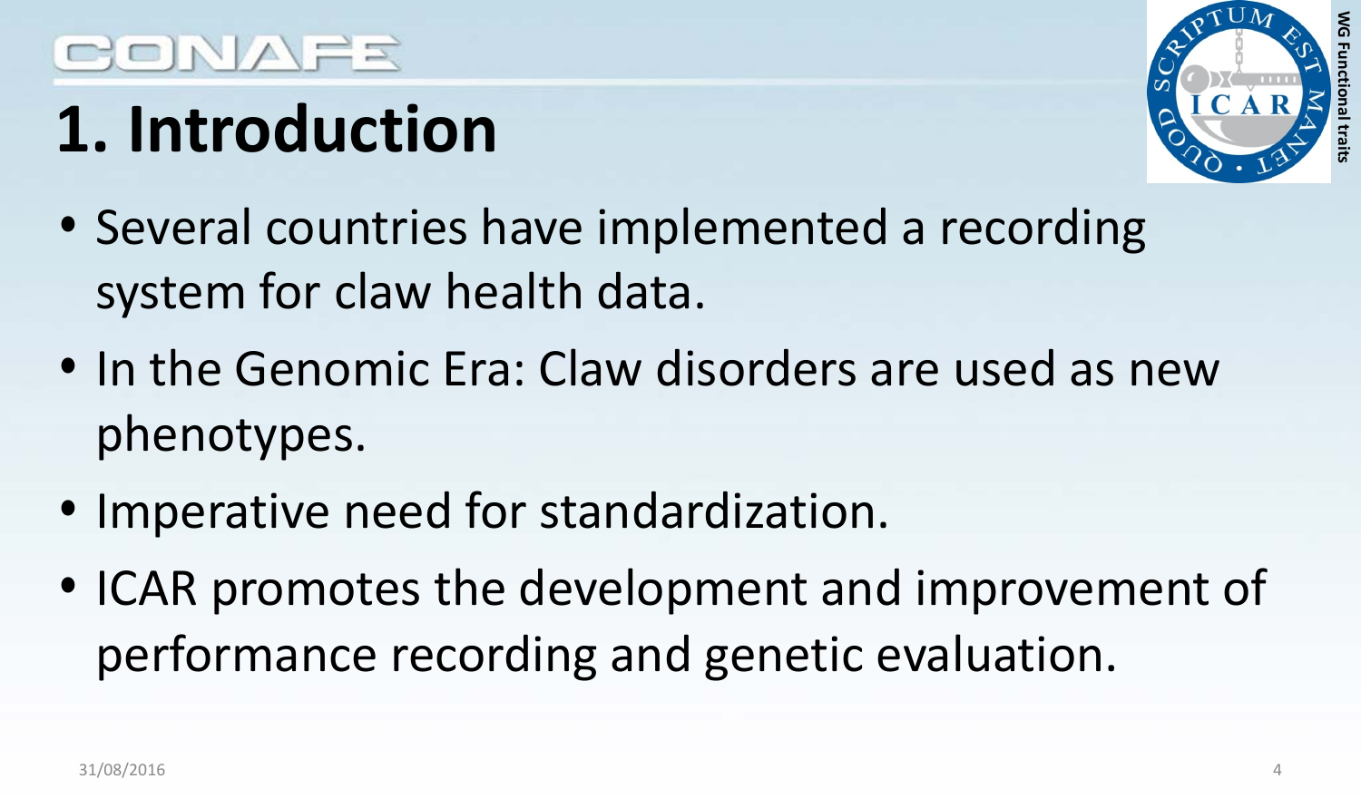# 1. Introduction

- Several countries have implemented a recording system for claw health data.
- In the Genomic Era: Claw disorders are used as new phenotypes.
- Imperative need for standardization.
- ICAR promotes the development and improvement of performance recording and genetic evaluation.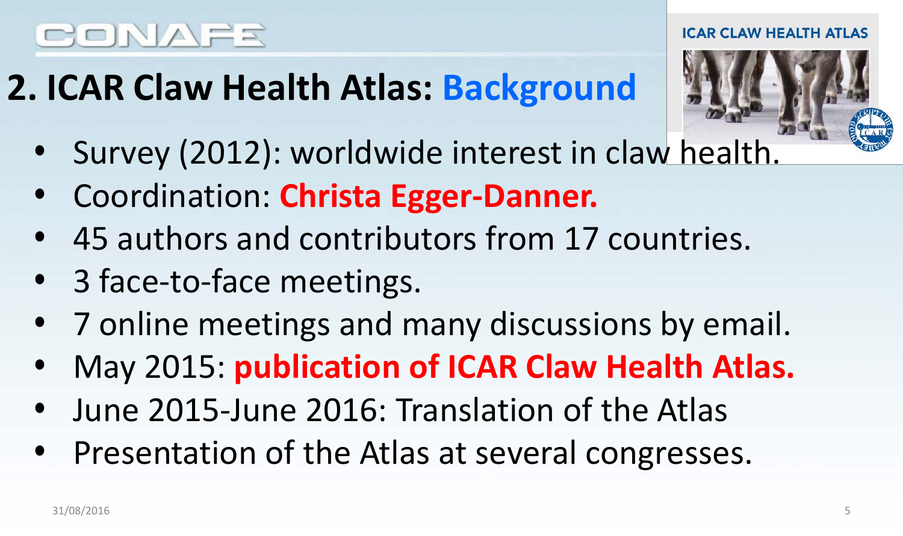## 2. ICAR Claw Health Atlas: Background

- Survey (2012): worldwide interest in claw health.
- Coordination: **Christa Egger-Danner.**
- 45 authors and contributors from 17 countries.
- 3 face-to-face meetings.
- 7 online meetings and many discussions by email.
- May 2015: **publication of ICAR Claw Health Atlas.**
- June 2015-June 2016: Translation of the Atlas
- Presentation of the Atlas at several congresses.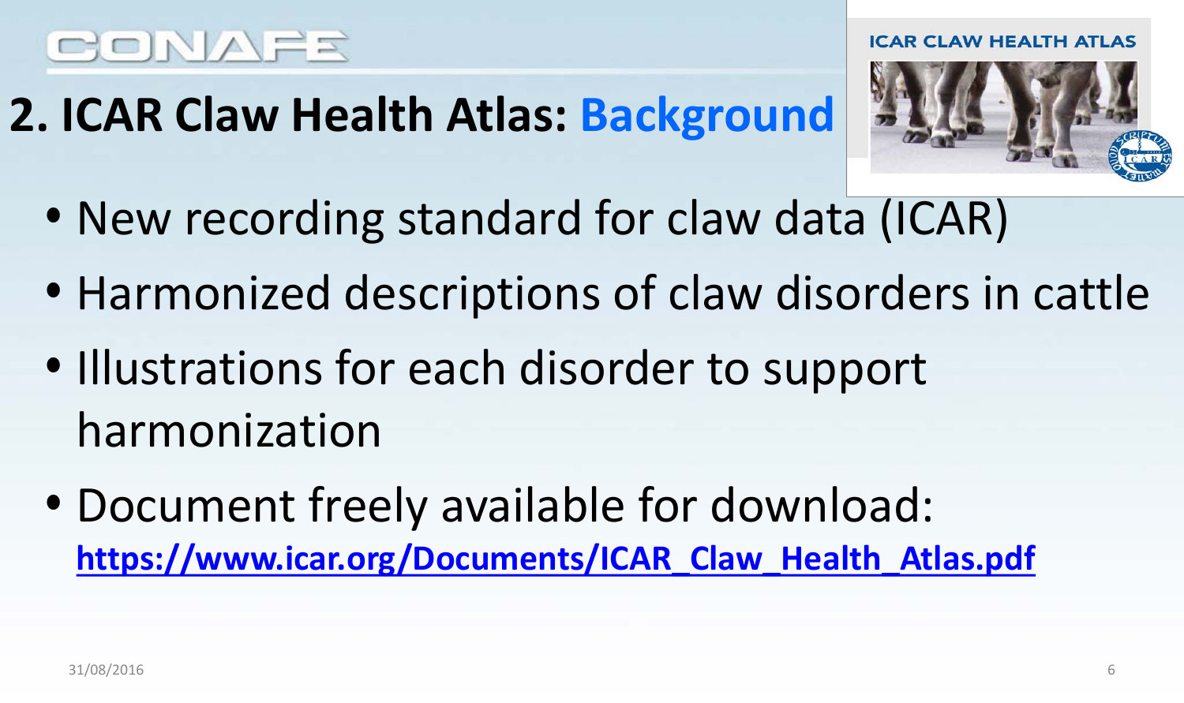# 2. ICAR Claw Health Atlas: Background

- New recording standard for claw data (ICAR)
- Harmonized descriptions of claw disorders in cattle
- Illustrations for each disorder to support harmonization
- Document freely available for download: **https://www.icar.org/Documents/ICAR_Claw_Health_Atlas.pdf**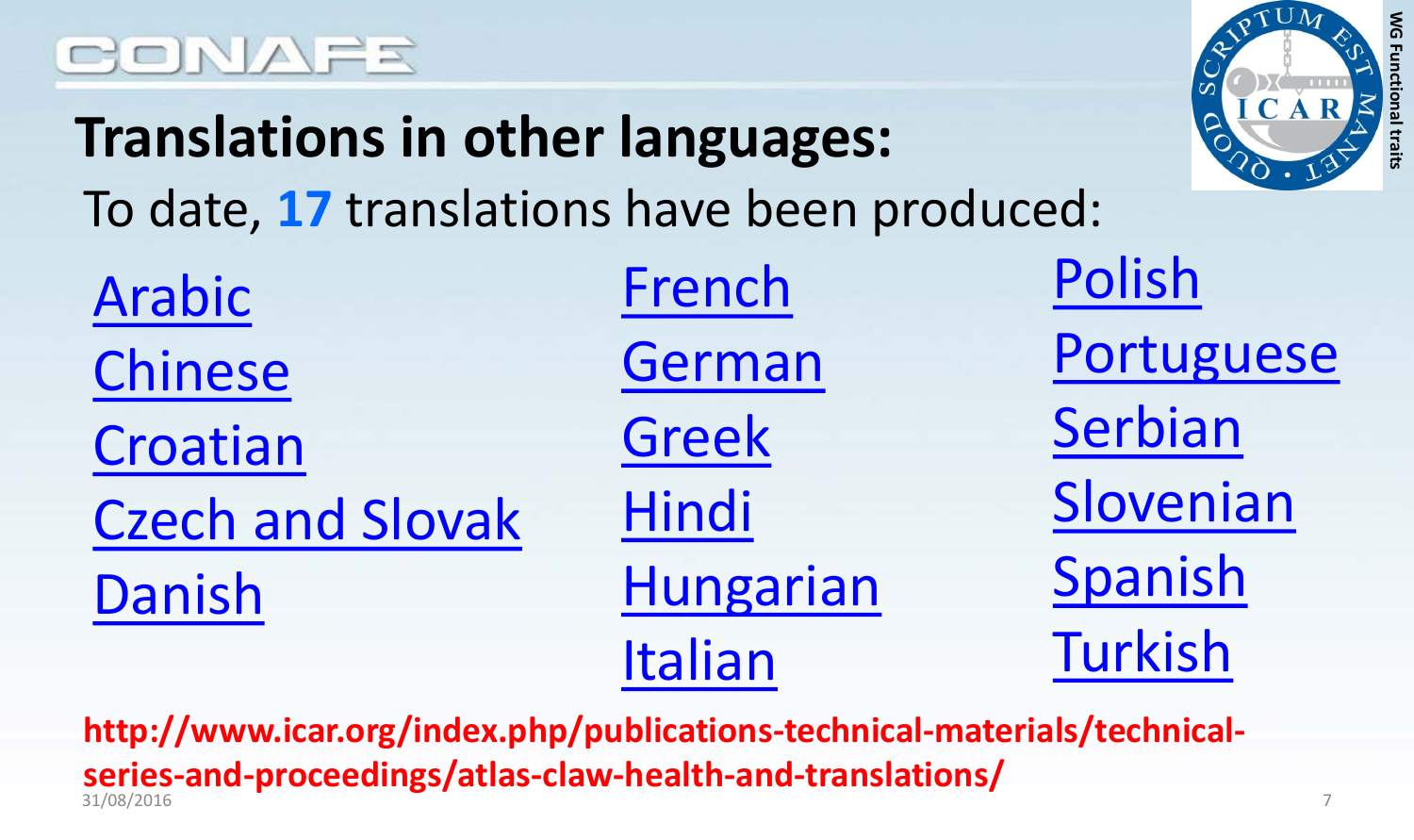## Translations in other languages:

To date, **17** translations have been produced:

- Arabic
- Chinese
- Croatian
- Czech and Slovak
- Danish
- French
- German
- Greek
- Hindi
- Hungarian
- Italian
- Polish
- Portuguese
- Serbian
- Slovenian
- Spanish
- Turkish

**http://www.icar.org/index.php/publications-technical-materials/technical-series-and-proceedings/atlas-claw-health-and-translations/**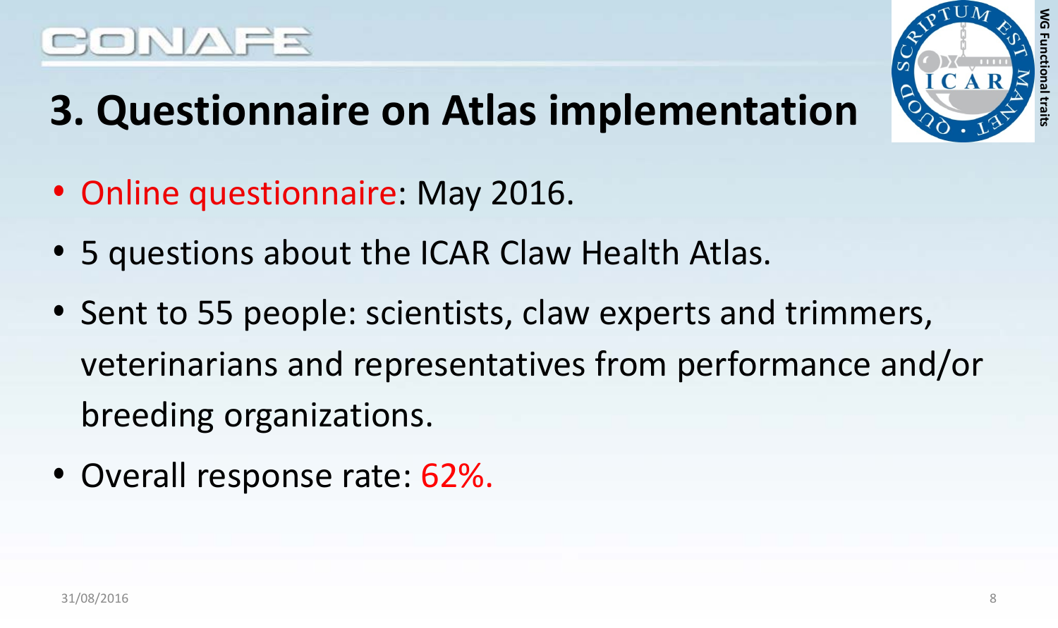# 3. Questionnaire on Atlas implementation

- Online questionnaire: May 2016.
- 5 questions about the ICAR Claw Health Atlas.
- Sent to 55 people: scientists, claw experts and trimmers, veterinarians and representatives from performance and/or breeding organizations.
- Overall response rate: 62%.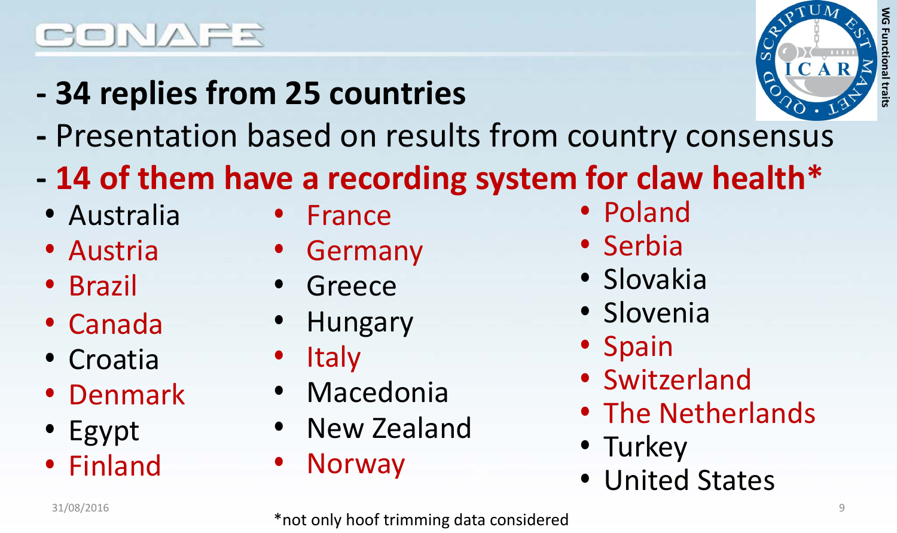- **34 replies from 25 countries**
- Presentation based on results from country consensus
- **14 of them have a recording system for claw health***

- Australia
- Austria
- Brazil
- Canada
- Croatia
- Denmark
- Egypt
- Finland
- France
- Germany
- Greece
- Hungary
- Italy
- Macedonia
- New Zealand
- Norway
- Poland
- Serbia
- Slovakia
- Slovenia
- Spain
- Switzerland
- The Netherlands
- Turkey
- United States

*not only hoof trimming data considered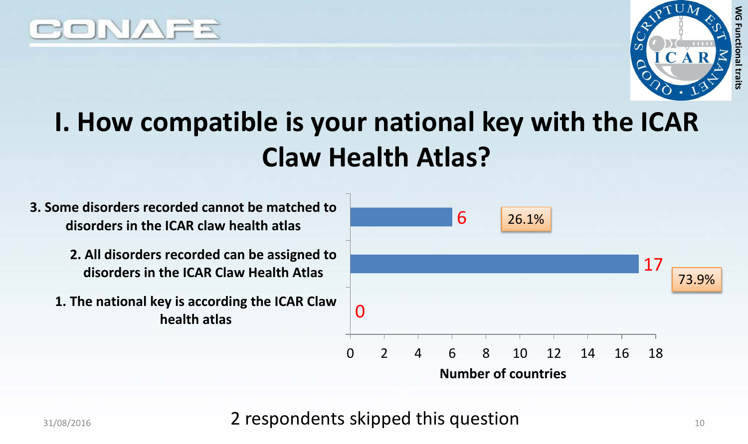# I. How compatible is your national key with the ICAR Claw Health Atlas?

| Response | Number of countries | Percentage |
|---|---|---|
| 3. Some disorders recorded cannot be matched to disorders in the ICAR claw health atlas | 6 | 26.1% |
| 2. All disorders recorded can be assigned to disorders in the ICAR Claw Health Atlas | 17 | 73.9% |
| 1. The national key is according the ICAR Claw health atlas | 0 | |

Number of countries

2 respondents skipped this question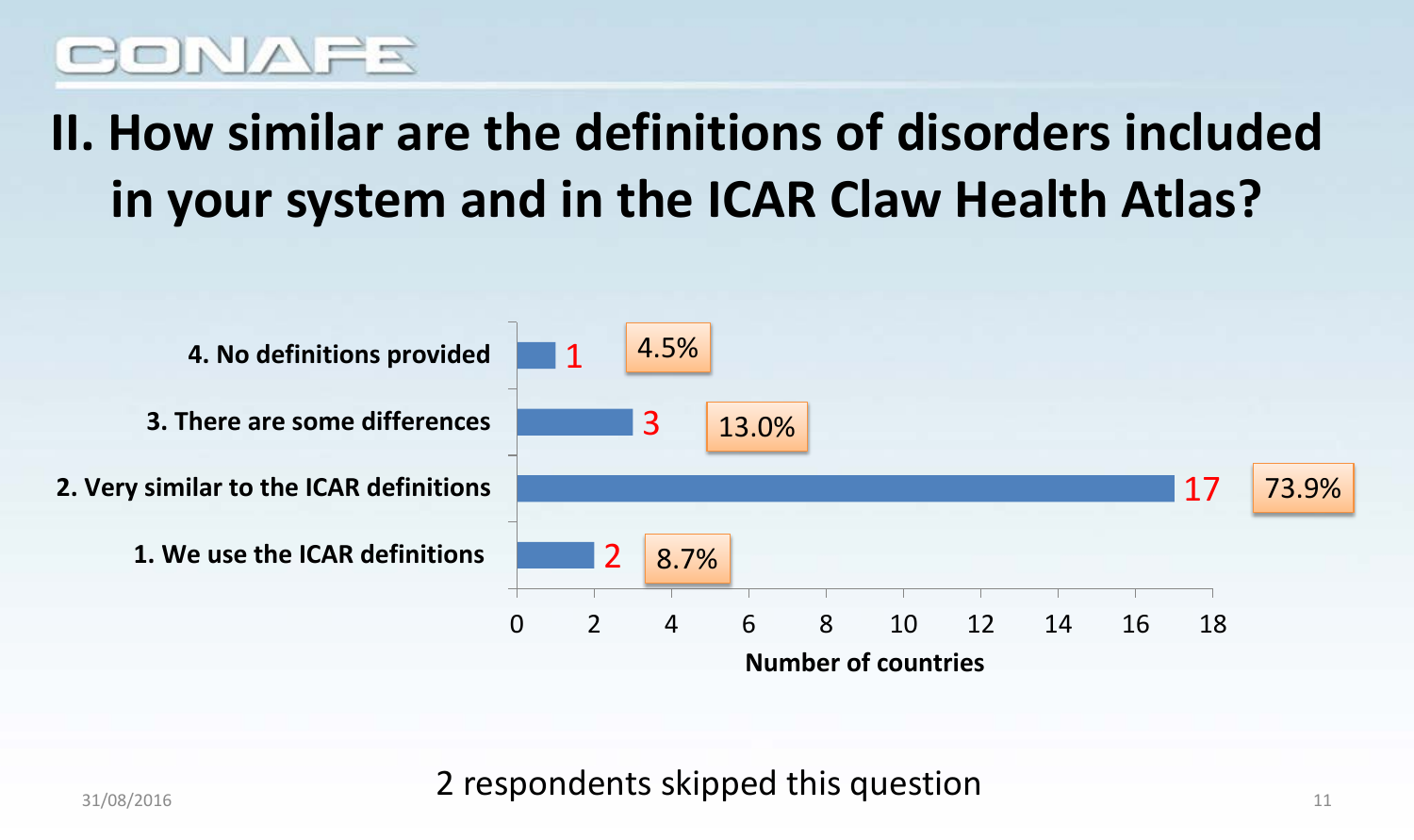# II. How similar are the definitions of disorders included in your system and in the ICAR Claw Health Atlas?

| Response | Number of countries | Percentage |
|---|---|---|
| 4. No definitions provided | 1 | 4.5% |
| 3. There are some differences | 3 | 13.0% |
| 2. Very similar to the ICAR definitions | 17 | 73.9% |
| 1. We use the ICAR definitions | 2 | 8.7% |

2 respondents skipped this question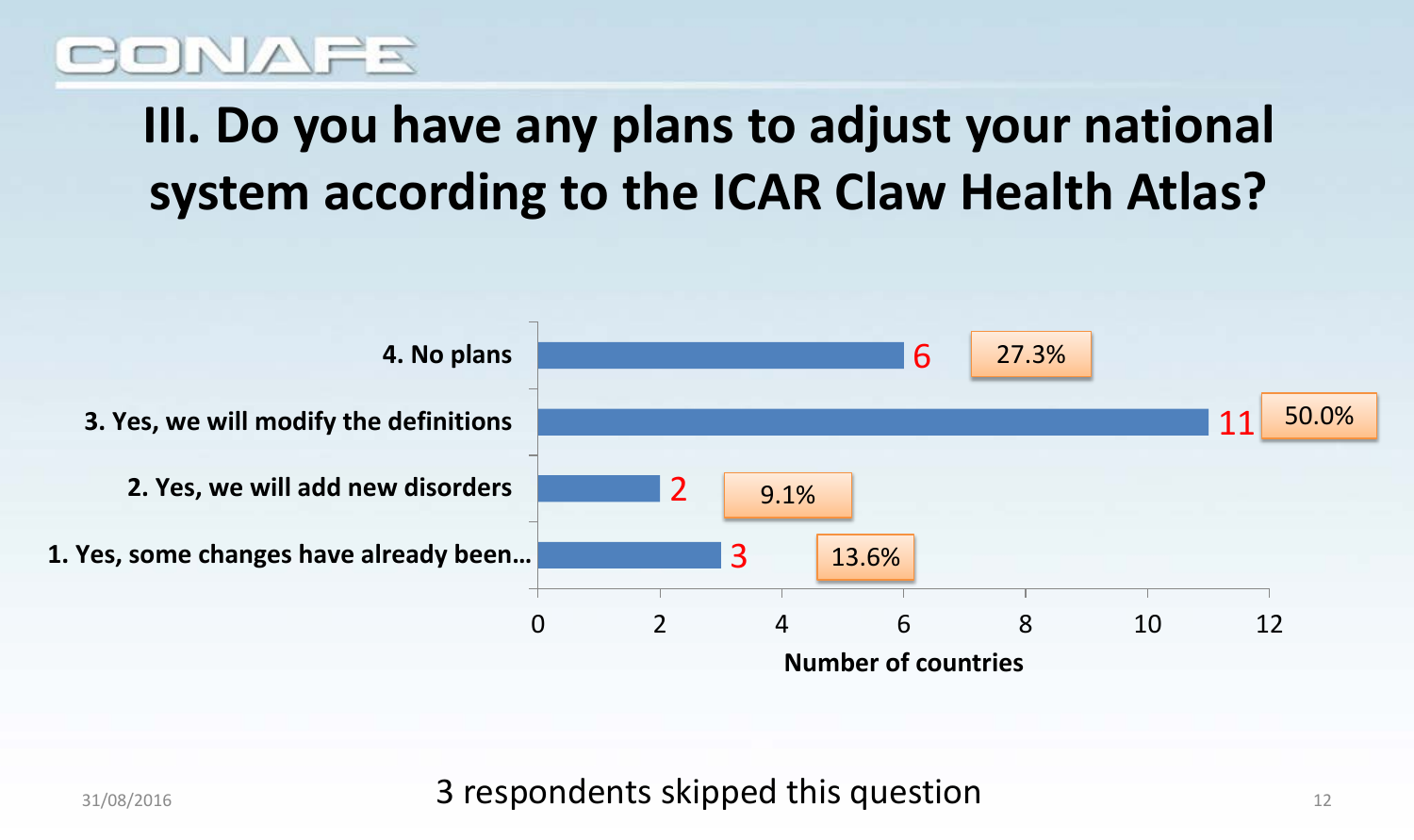# III. Do you have any plans to adjust your national system according to the ICAR Claw Health Atlas?

| Response | Number of countries | Percentage |
|---|---|---|
| 4. No plans | 6 | 27.3% |
| 3. Yes, we will modify the definitions | 11 | 50.0% |
| 2. Yes, we will add new disorders | 2 | 9.1% |
| 1. Yes, some changes have already been… | 3 | 13.6% |

3 respondents skipped this question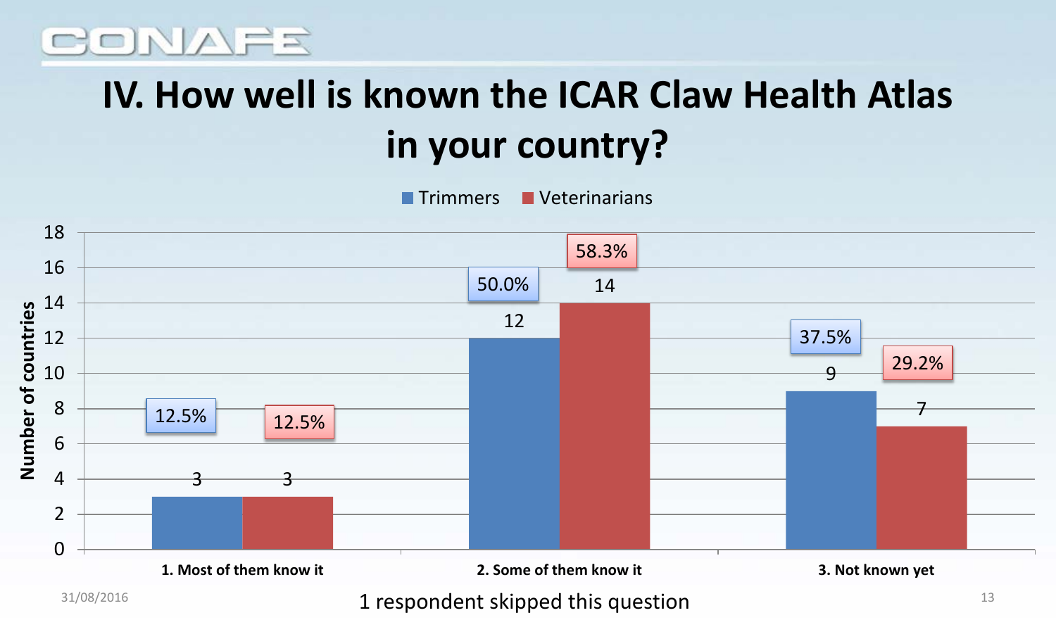# IV. How well is known the ICAR Claw Health Atlas in your country?

| Answer | Trimmers (Number of countries) | Trimmers (%) | Veterinarians (Number of countries) | Veterinarians (%) |
|---|---|---|---|---|
| 1. Most of them know it | 3 | 12.5% | 3 | 12.5% |
| 2. Some of them know it | 12 | 50.0% | 14 | 58.3% |
| 3. Not known yet | 9 | 37.5% | 7 | 29.2% |

1 respondent skipped this question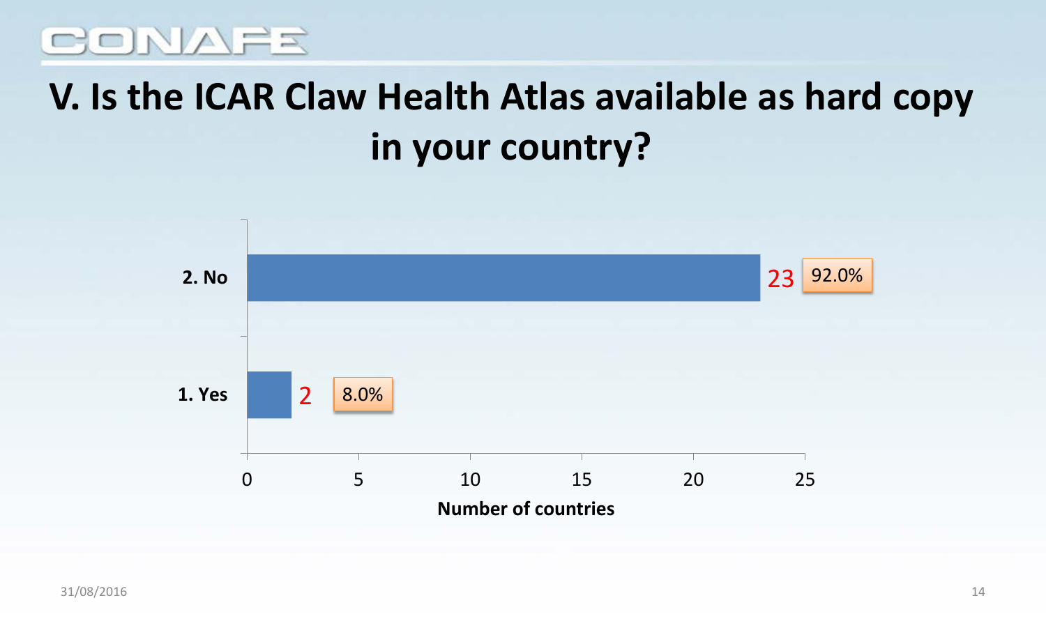# V. Is the ICAR Claw Health Atlas available as hard copy in your country?

| Response | Number of countries | Percentage |
|---|---|---|
| 2. No | 23 | 92.0% |
| 1. Yes | 2 | 8.0% |

Number of countries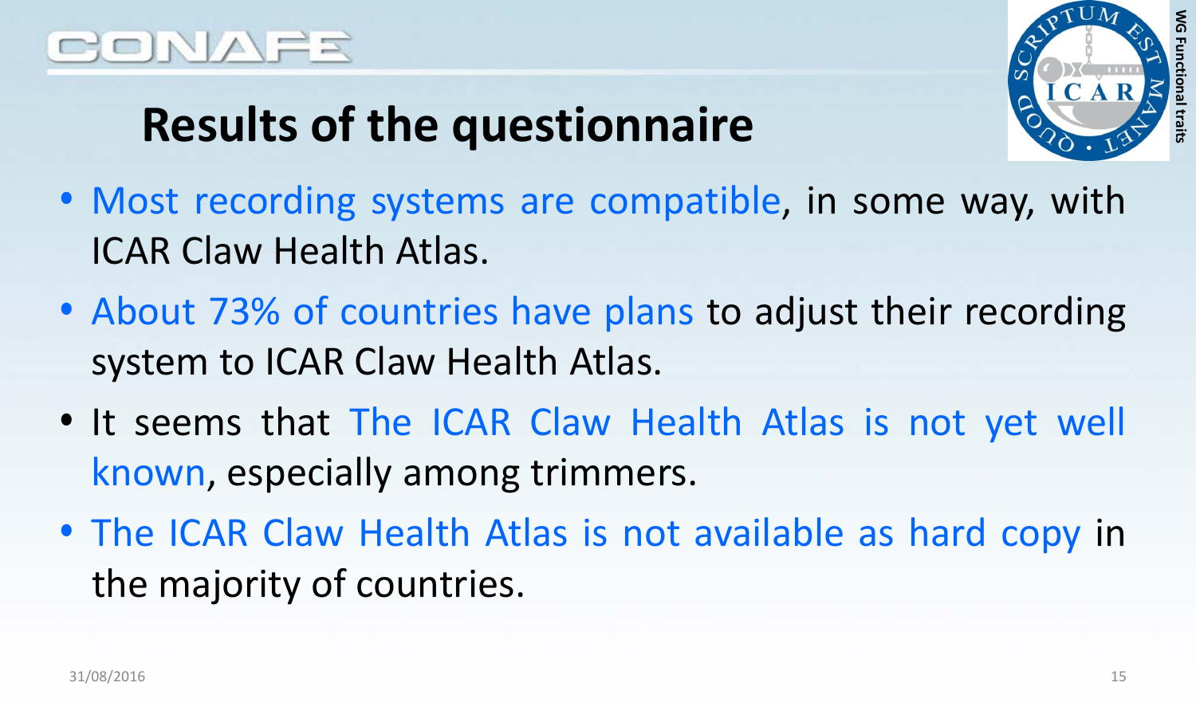# Results of the questionnaire

- Most recording systems are compatible, in some way, with ICAR Claw Health Atlas.
- About 73% of countries have plans to adjust their recording system to ICAR Claw Health Atlas.
- It seems that The ICAR Claw Health Atlas is not yet well known, especially among trimmers.
- The ICAR Claw Health Atlas is not available as hard copy in the majority of countries.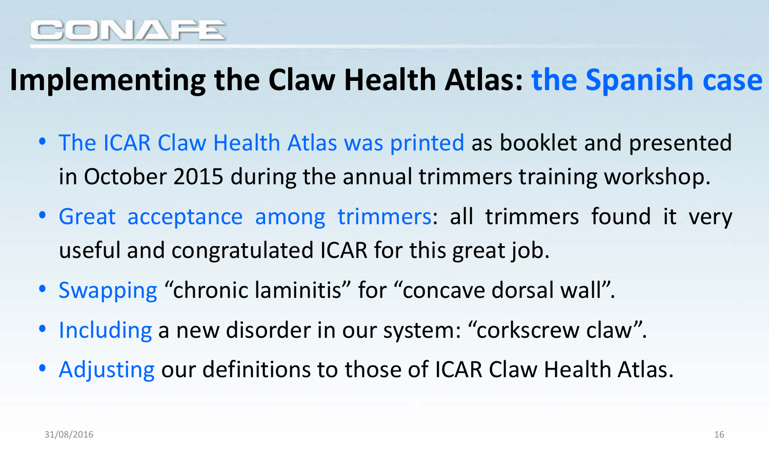# Implementing the Claw Health Atlas: the Spanish case

- The ICAR Claw Health Atlas was printed as booklet and presented in October 2015 during the annual trimmers training workshop.
- Great acceptance among trimmers: all trimmers found it very useful and congratulated ICAR for this great job.
- Swapping “chronic laminitis” for “concave dorsal wall”.
- Including a new disorder in our system: “corkscrew claw”.
- Adjusting our definitions to those of ICAR Claw Health Atlas.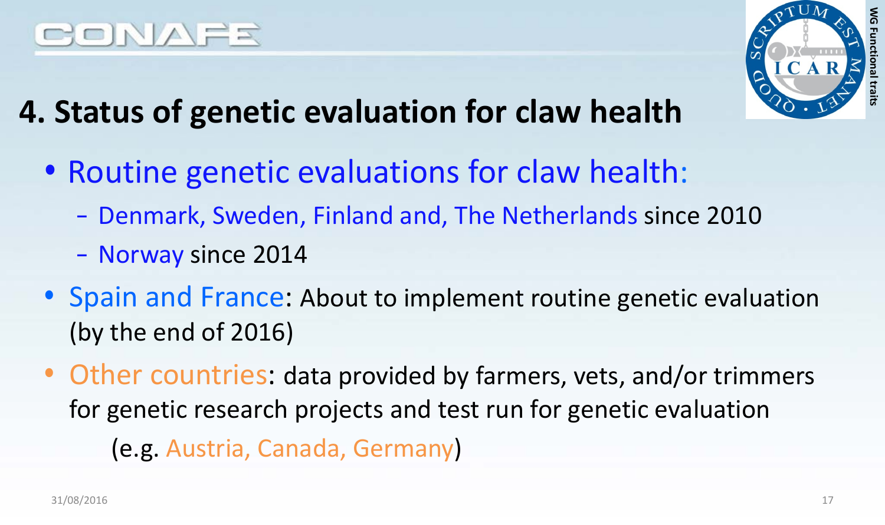## 4. Status of genetic evaluation for claw health

- Routine genetic evaluations for claw health:
  - Denmark, Sweden, Finland and, The Netherlands since 2010
  - Norway since 2014
- Spain and France: About to implement routine genetic evaluation (by the end of 2016)
- Other countries: data provided by farmers, vets, and/or trimmers for genetic research projects and test run for genetic evaluation

  (e.g. Austria, Canada, Germany)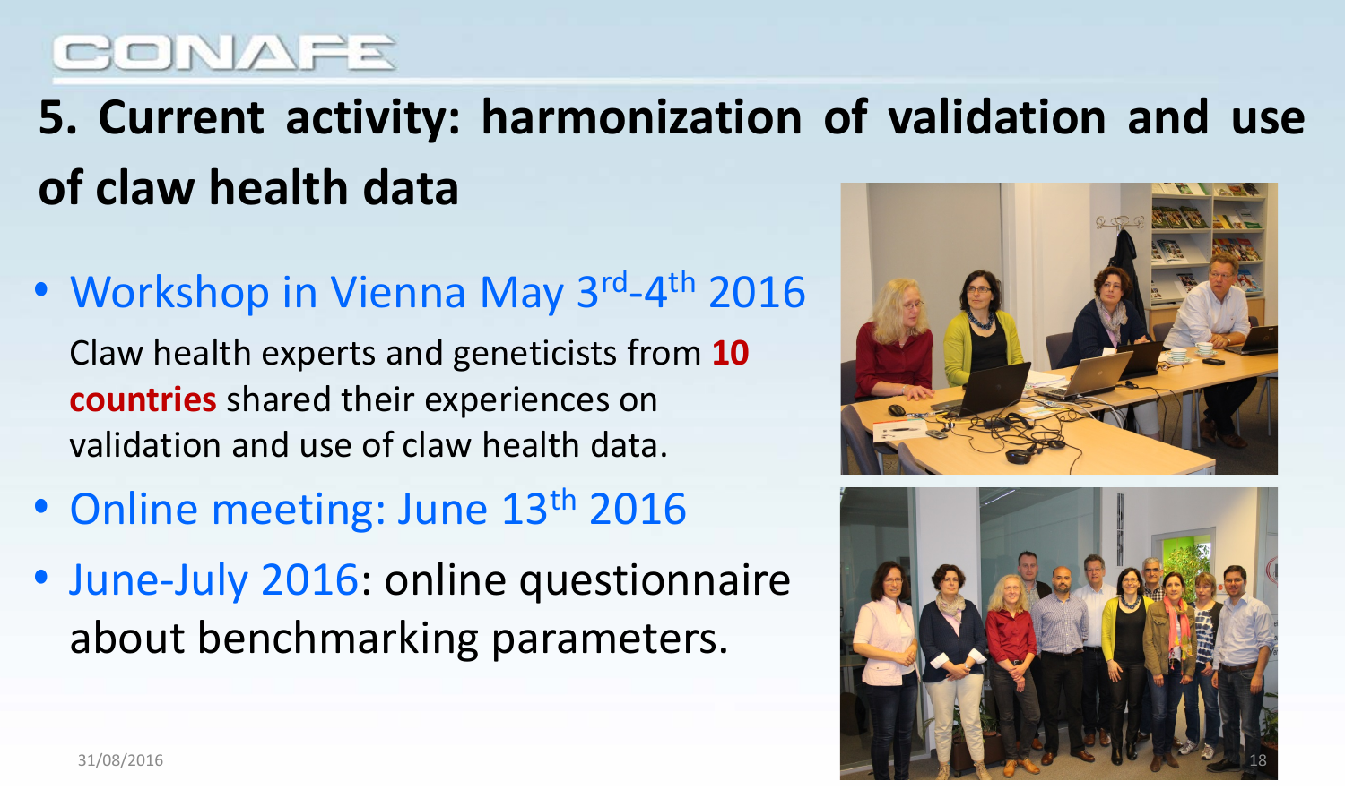# 5. Current activity: harmonization of validation and use of claw health data

- Workshop in Vienna May 3rd-4th 2016

  Claw health experts and geneticists from **10 countries** shared their experiences on validation and use of claw health data.

- Online meeting: June 13th 2016
- June-July 2016: online questionnaire about benchmarking parameters.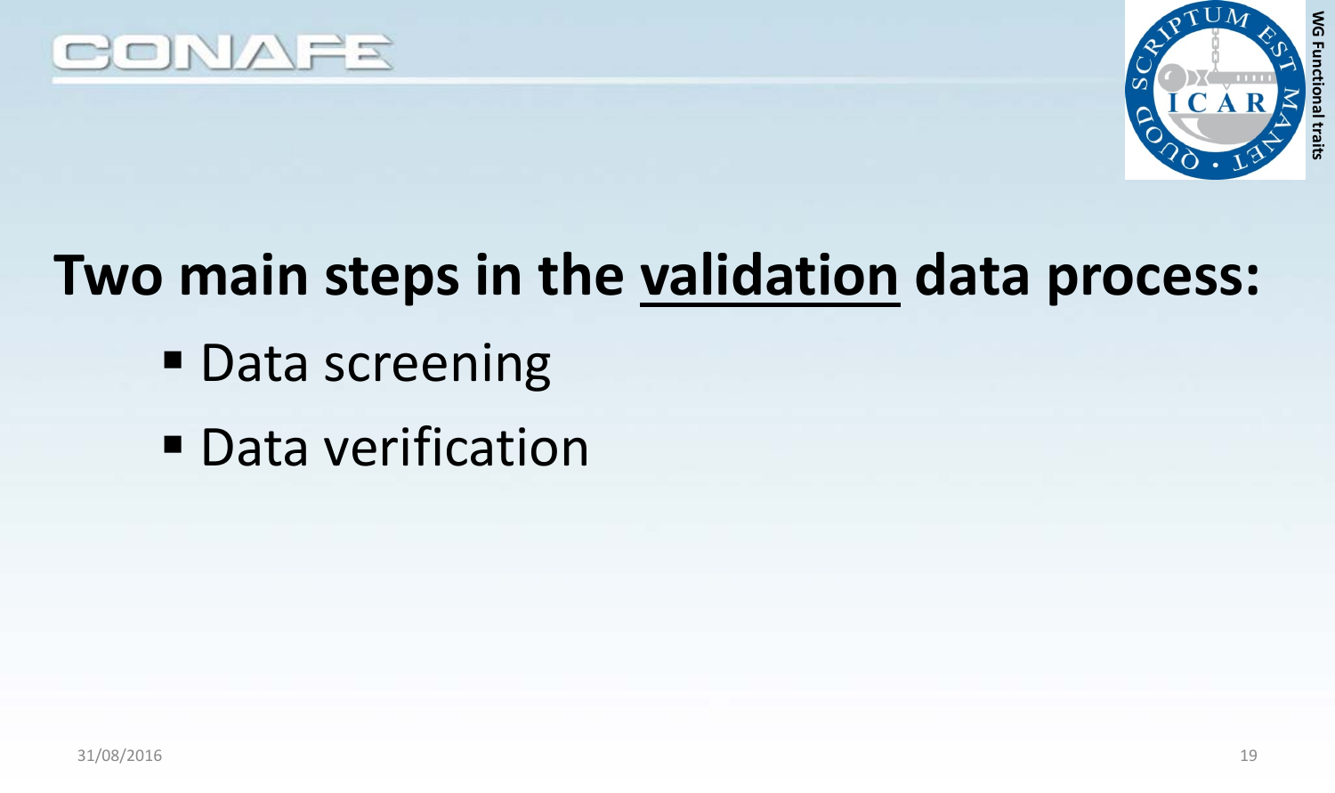# Two main steps in the <u>validation</u> data process:

- Data screening
- Data verification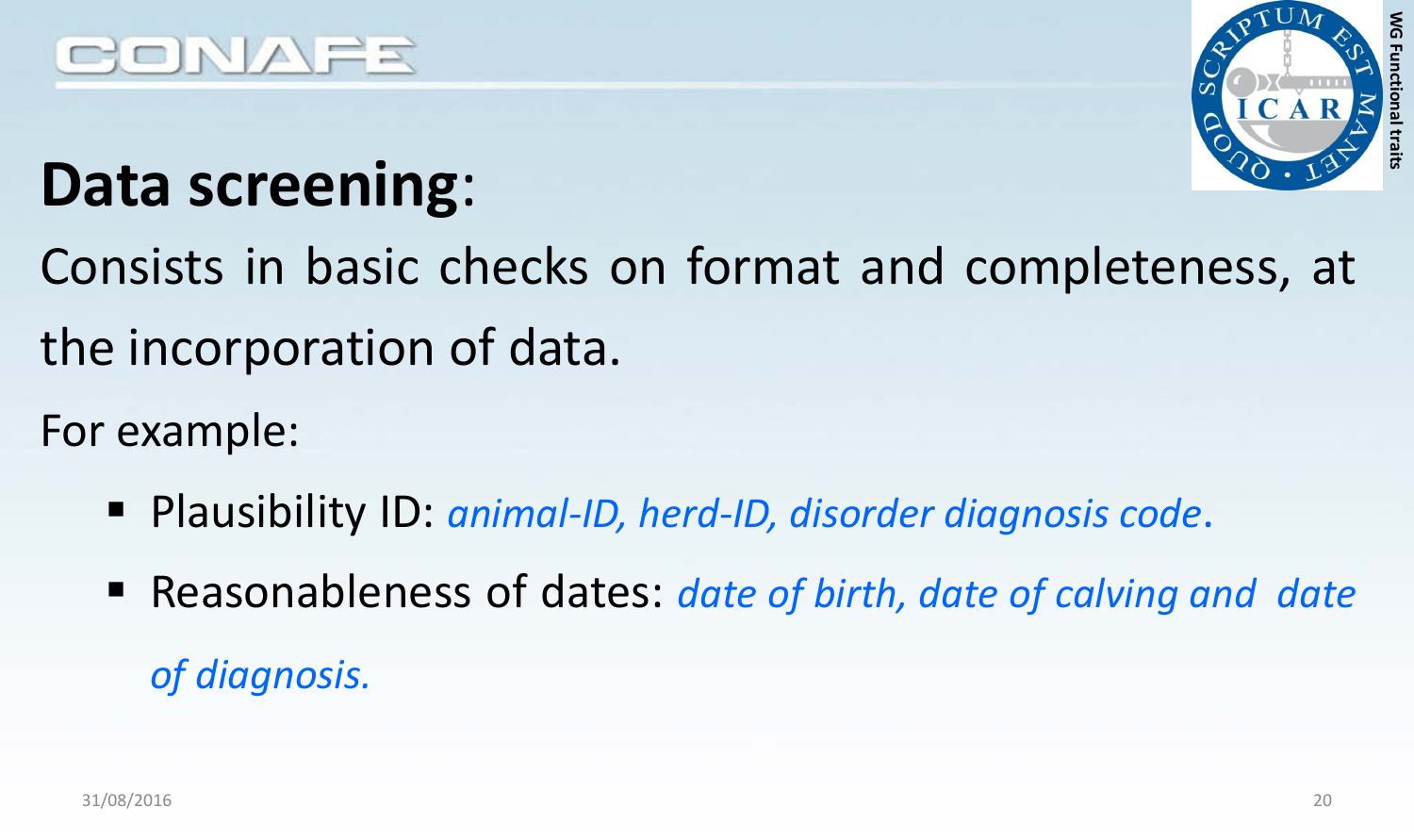# **Data screening**:

Consists in basic checks on format and completeness, at the incorporation of data.

For example:

- Plausibility ID: *animal-ID, herd-ID, disorder diagnosis code*.
- Reasonableness of dates: *date of birth, date of calving and date of diagnosis.*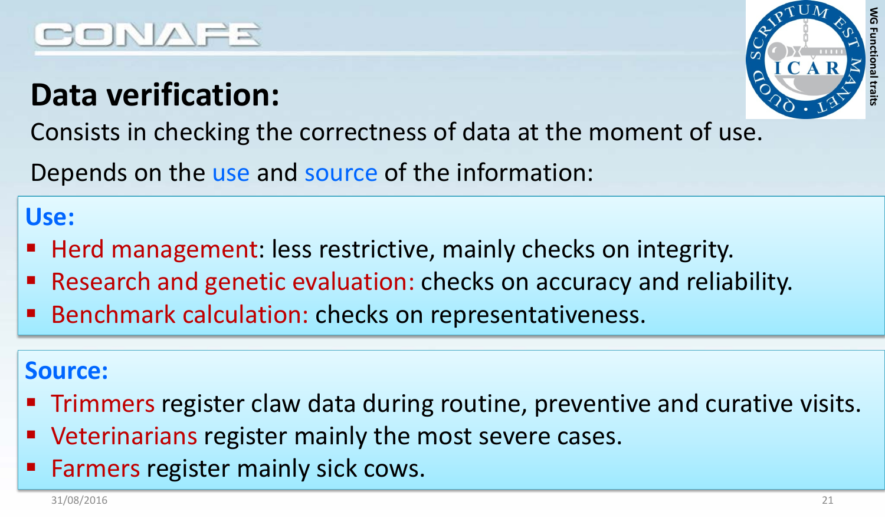# Data verification:

Consists in checking the correctness of data at the moment of use.

Depends on the use and source of the information:

**Use:**

- Herd management: less restrictive, mainly checks on integrity.
- Research and genetic evaluation: checks on accuracy and reliability.
- Benchmark calculation: checks on representativeness.

**Source:**

- Trimmers register claw data during routine, preventive and curative visits.
- Veterinarians register mainly the most severe cases.
- Farmers register mainly sick cows.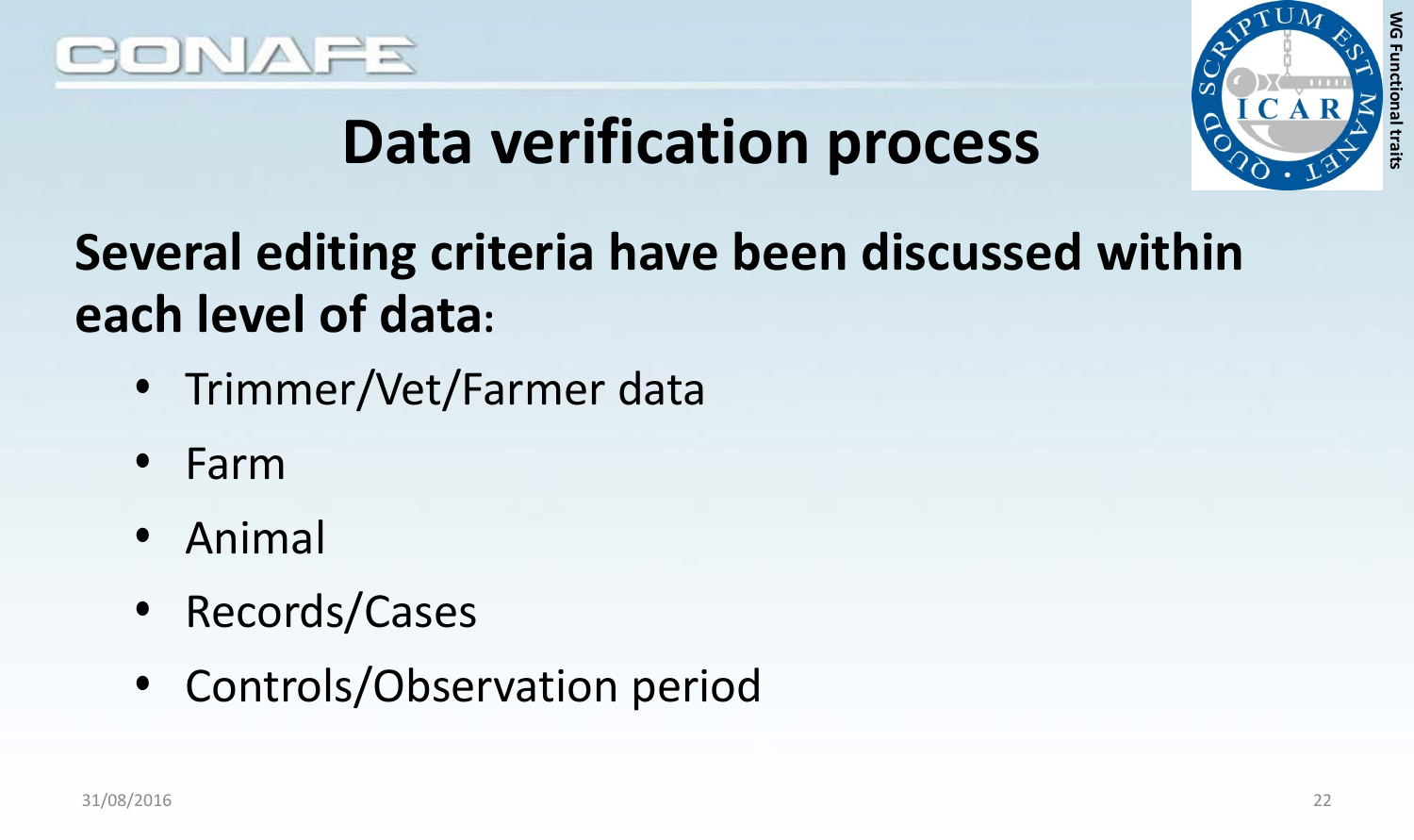# Data verification process

**Several editing criteria have been discussed within each level of data:**

- Trimmer/Vet/Farmer data
- Farm
- Animal
- Records/Cases
- Controls/Observation period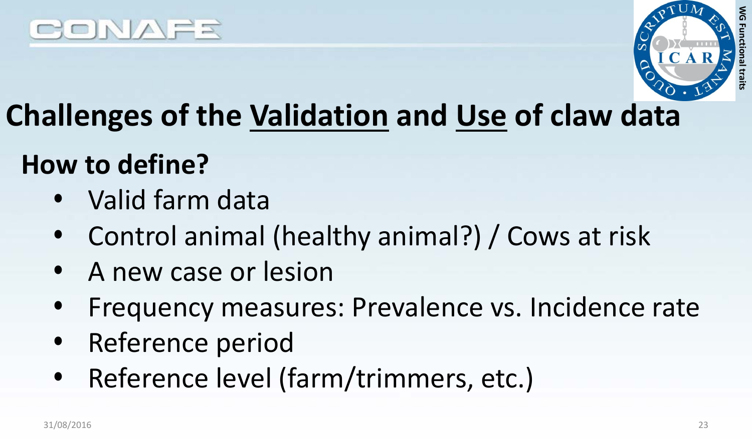# Challenges of the Validation and Use of claw data

## How to define?

- Valid farm data
- Control animal (healthy animal?) / Cows at risk
- A new case or lesion
- Frequency measures: Prevalence vs. Incidence rate
- Reference period
- Reference level (farm/trimmers, etc.)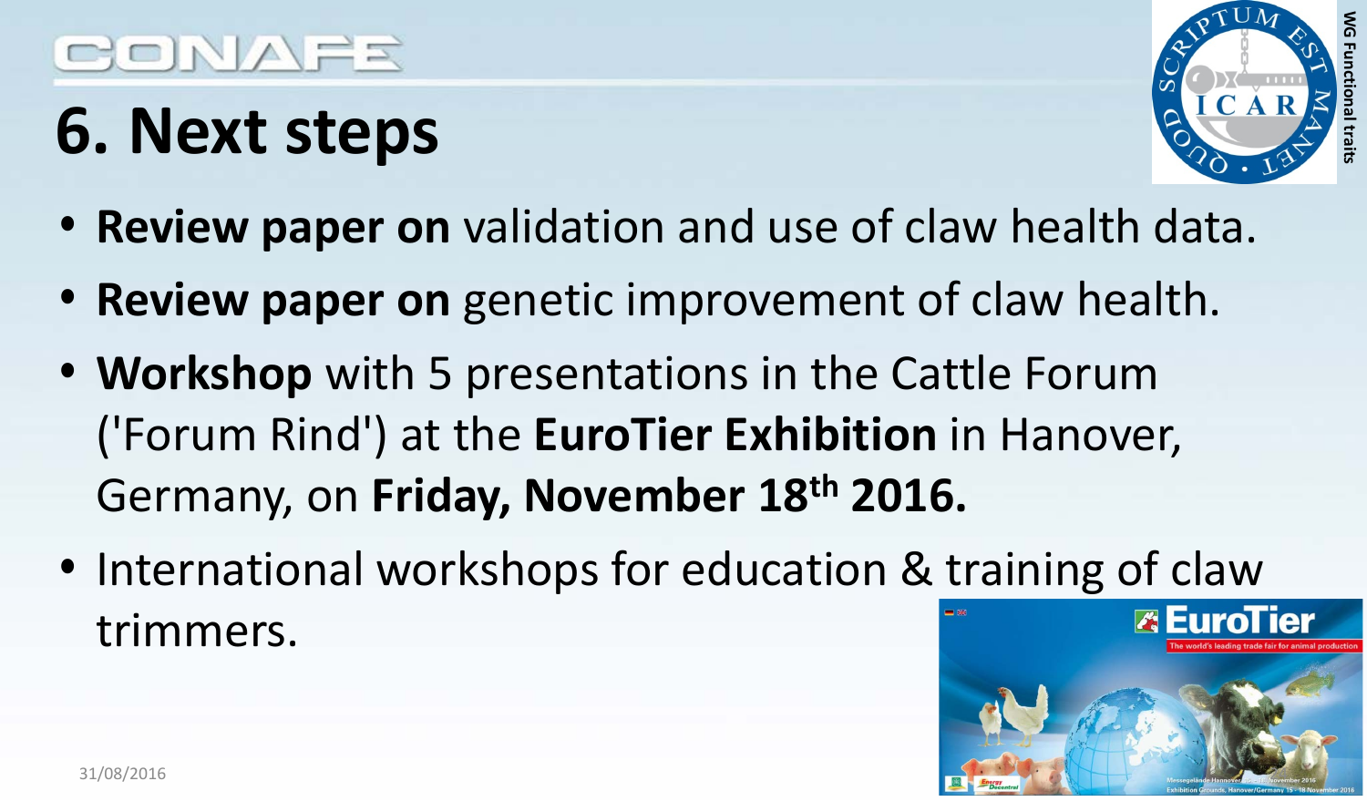# 6. Next steps

- **Review paper on** validation and use of claw health data.
- **Review paper on** genetic improvement of claw health.
- **Workshop** with 5 presentations in the Cattle Forum ('Forum Rind') at the **EuroTier Exhibition** in Hanover, Germany, on **Friday, November 18th 2016.**
- International workshops for education & training of claw trimmers.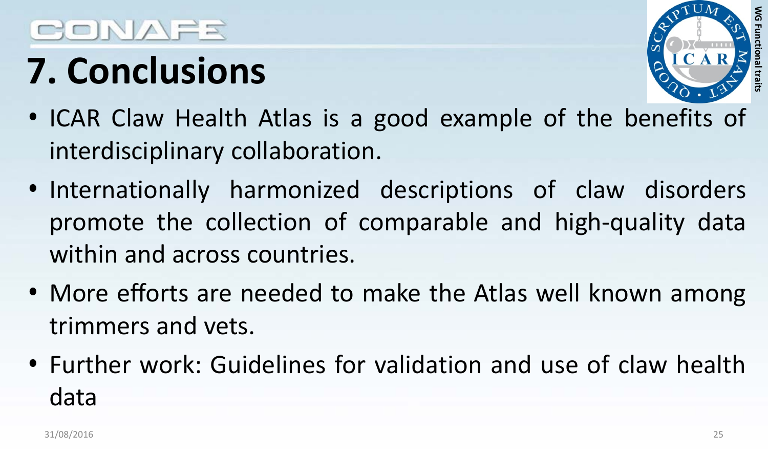# 7. Conclusions

- ICAR Claw Health Atlas is a good example of the benefits of interdisciplinary collaboration.
- Internationally harmonized descriptions of claw disorders promote the collection of comparable and high-quality data within and across countries.
- More efforts are needed to make the Atlas well known among trimmers and vets.
- Further work: Guidelines for validation and use of claw health data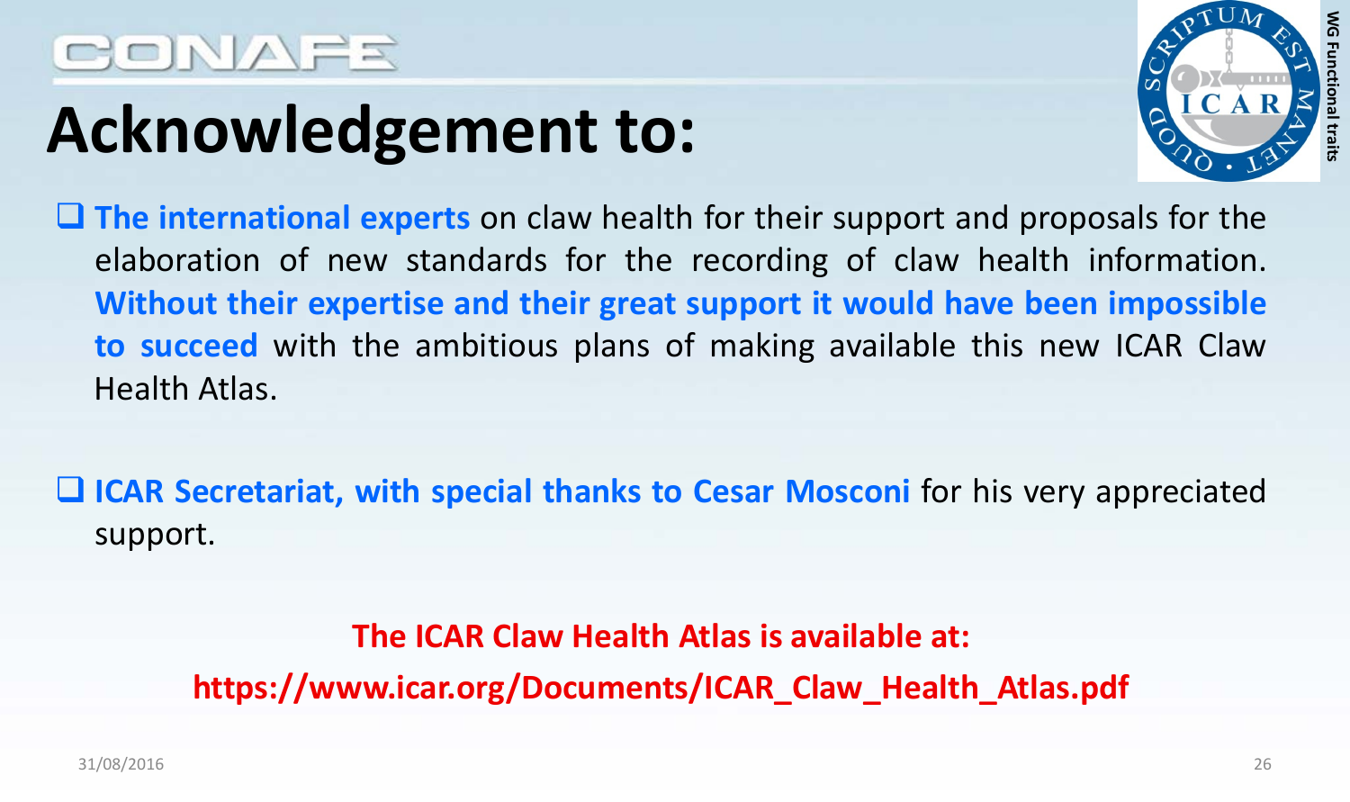CONAFE

# Acknowledgement to:

- **The international experts** on claw health for their support and proposals for the elaboration of new standards for the recording of claw health information. **Without their expertise and their great support it would have been impossible to succeed** with the ambitious plans of making available this new ICAR Claw Health Atlas.

- **ICAR Secretariat, with special thanks to Cesar Mosconi** for his very appreciated support.

**The ICAR Claw Health Atlas is available at:**

**https://www.icar.org/Documents/ICAR_Claw_Health_Atlas.pdf**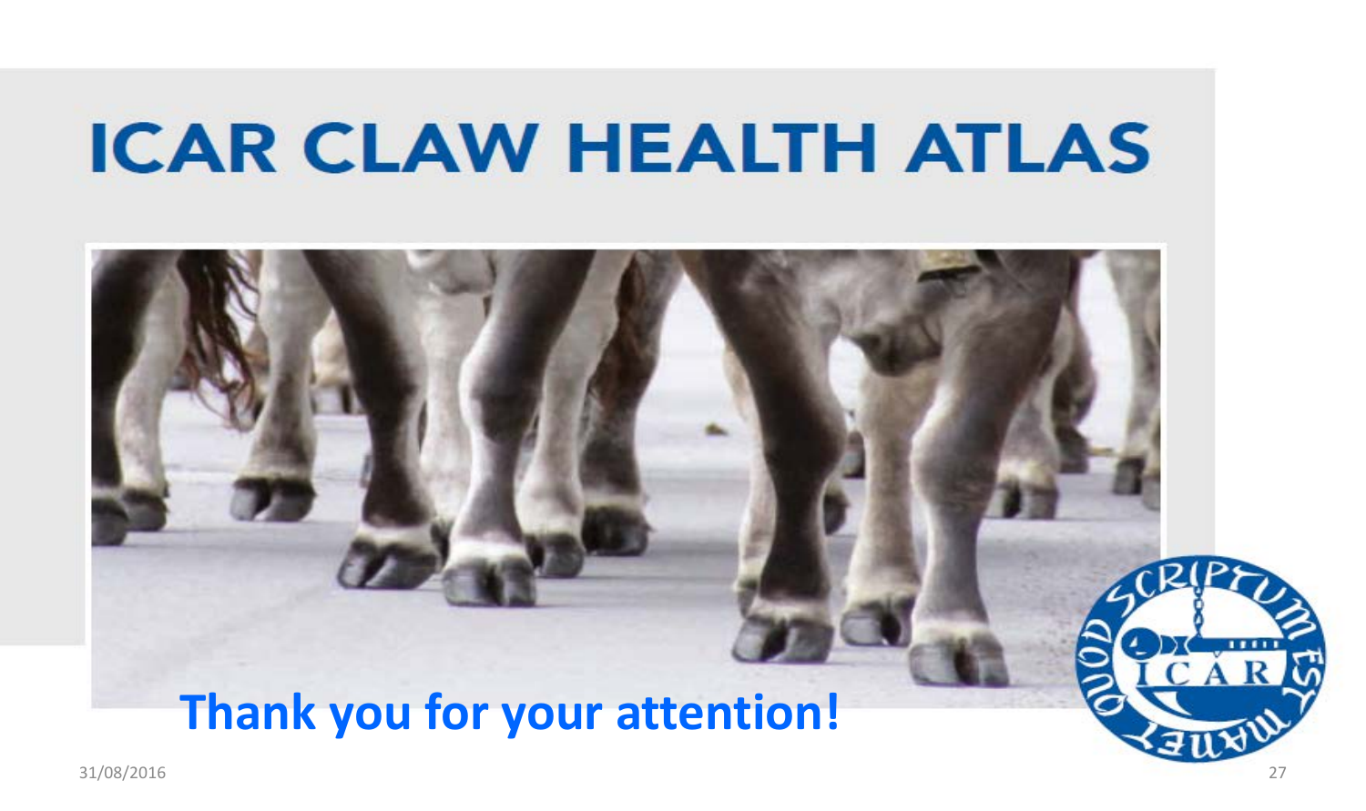# ICAR CLAW HEALTH ATLAS

**Thank you for your attention!**